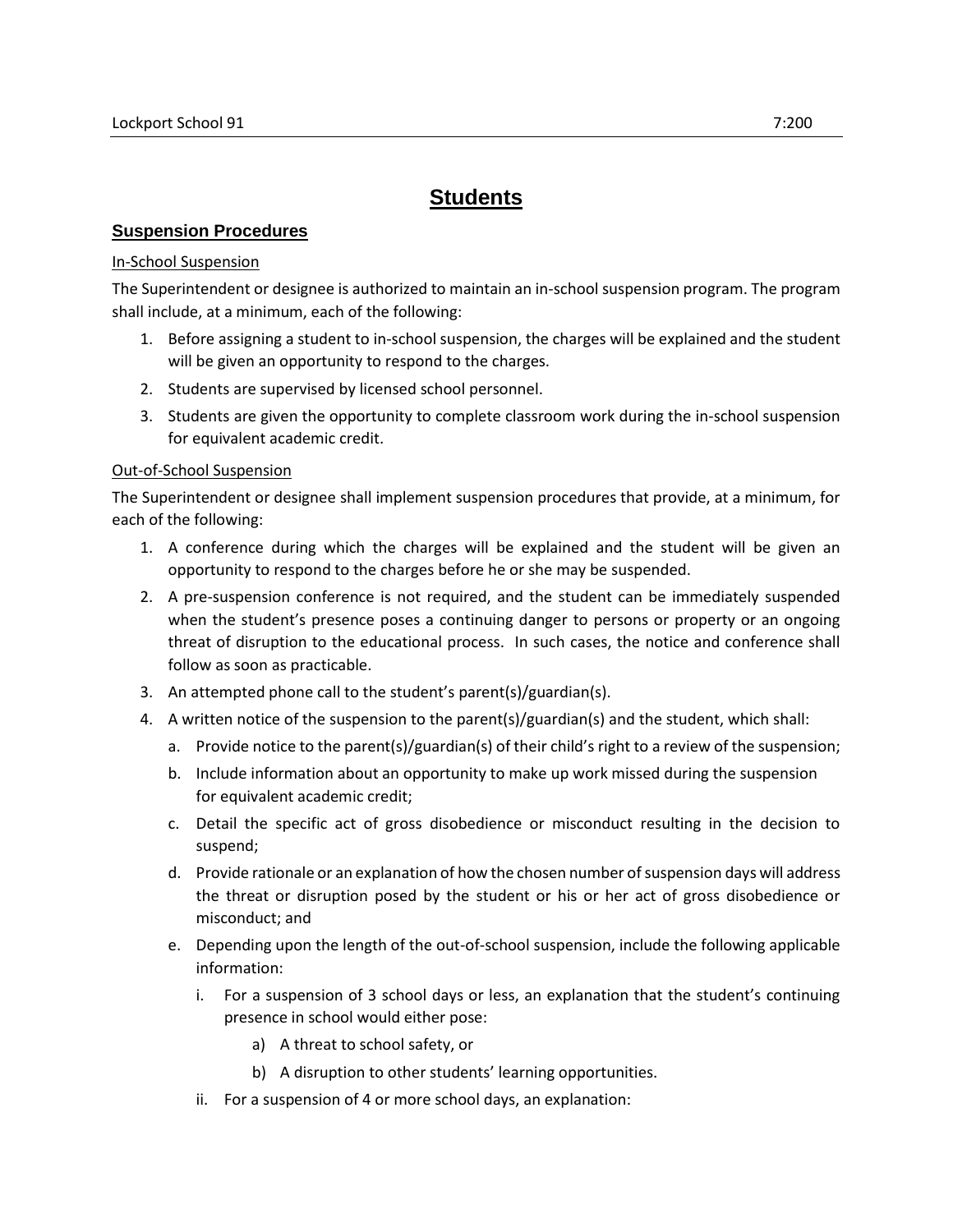# Students

## Suspension Procedures

In-School Suspension

The Superintendent or designee is authorized to maintain an in-school suspension program. The program shall include, at a minimum, each of the following:

1. Before assigning a student to in-school suspension, the charges will be explained and the student will be given an opportunity to respond to the charges.
2. Students are supervised by licensed school personnel.
3. Students are given the opportunity to complete classroom work during the in-school suspension for equivalent academic credit.

Out-of-School Suspension

The Superintendent or designee shall implement suspension procedures that provide, at a minimum, for each of the following:

1. A conference during which the charges will be explained and the student will be given an opportunity to respond to the charges before he or she may be suspended.
2. A pre-suspension conference is not required, and the student can be immediately suspended when the student's presence poses a continuing danger to persons or property or an ongoing threat of disruption to the educational process. In such cases, the notice and conference shall follow as soon as practicable.
3. An attempted phone call to the student's parent(s)/guardian(s).
4. A written notice of the suspension to the parent(s)/guardian(s) and the student, which shall:
   a. Provide notice to the parent(s)/guardian(s) of their child's right to a review of the suspension;
   b. Include information about an opportunity to make up work missed during the suspension for equivalent academic credit;
   c. Detail the specific act of gross disobedience or misconduct resulting in the decision to suspend;
   d. Provide rationale or an explanation of how the chosen number of suspension days will address the threat or disruption posed by the student or his or her act of gross disobedience or misconduct; and
   e. Depending upon the length of the out-of-school suspension, include the following applicable information:
      i. For a suspension of 3 school days or less, an explanation that the student's continuing presence in school would either pose:
         a) A threat to school safety, or
         b) A disruption to other students' learning opportunities.
      ii. For a suspension of 4 or more school days, an explanation: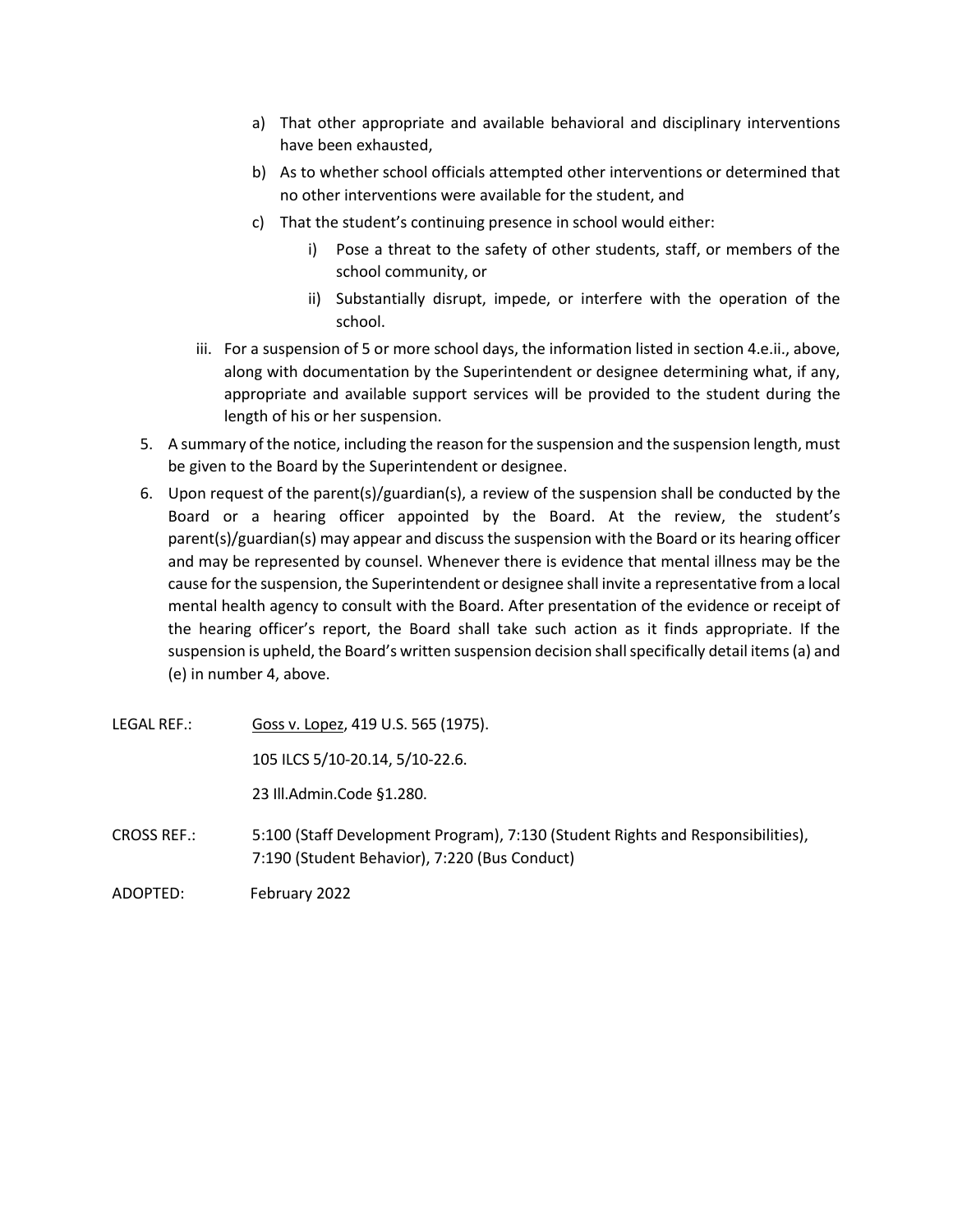- a) That other appropriate and available behavioral and disciplinary interventions have been exhausted,
   - b) As to whether school officials attempted other interventions or determined that no other interventions were available for the student, and
   - c) That the student's continuing presence in school would either:
     - i) Pose a threat to the safety of other students, staff, or members of the school community, or
     - ii) Substantially disrupt, impede, or interfere with the operation of the school.

   iii. For a suspension of 5 or more school days, the information listed in section 4.e.ii., above, along with documentation by the Superintendent or designee determining what, if any, appropriate and available support services will be provided to the student during the length of his or her suspension.

5. A summary of the notice, including the reason for the suspension and the suspension length, must be given to the Board by the Superintendent or designee.
6. Upon request of the parent(s)/guardian(s), a review of the suspension shall be conducted by the Board or a hearing officer appointed by the Board. At the review, the student's parent(s)/guardian(s) may appear and discuss the suspension with the Board or its hearing officer and may be represented by counsel. Whenever there is evidence that mental illness may be the cause for the suspension, the Superintendent or designee shall invite a representative from a local mental health agency to consult with the Board. After presentation of the evidence or receipt of the hearing officer's report, the Board shall take such action as it finds appropriate. If the suspension is upheld, the Board's written suspension decision shall specifically detail items (a) and (e) in number 4, above.

LEGAL REF.: Goss v. Lopez, 419 U.S. 565 (1975).

105 ILCS 5/10-20.14, 5/10-22.6.

23 Ill.Admin.Code §1.280.

CROSS REF.: 5:100 (Staff Development Program), 7:130 (Student Rights and Responsibilities), 7:190 (Student Behavior), 7:220 (Bus Conduct)

ADOPTED: February 2022